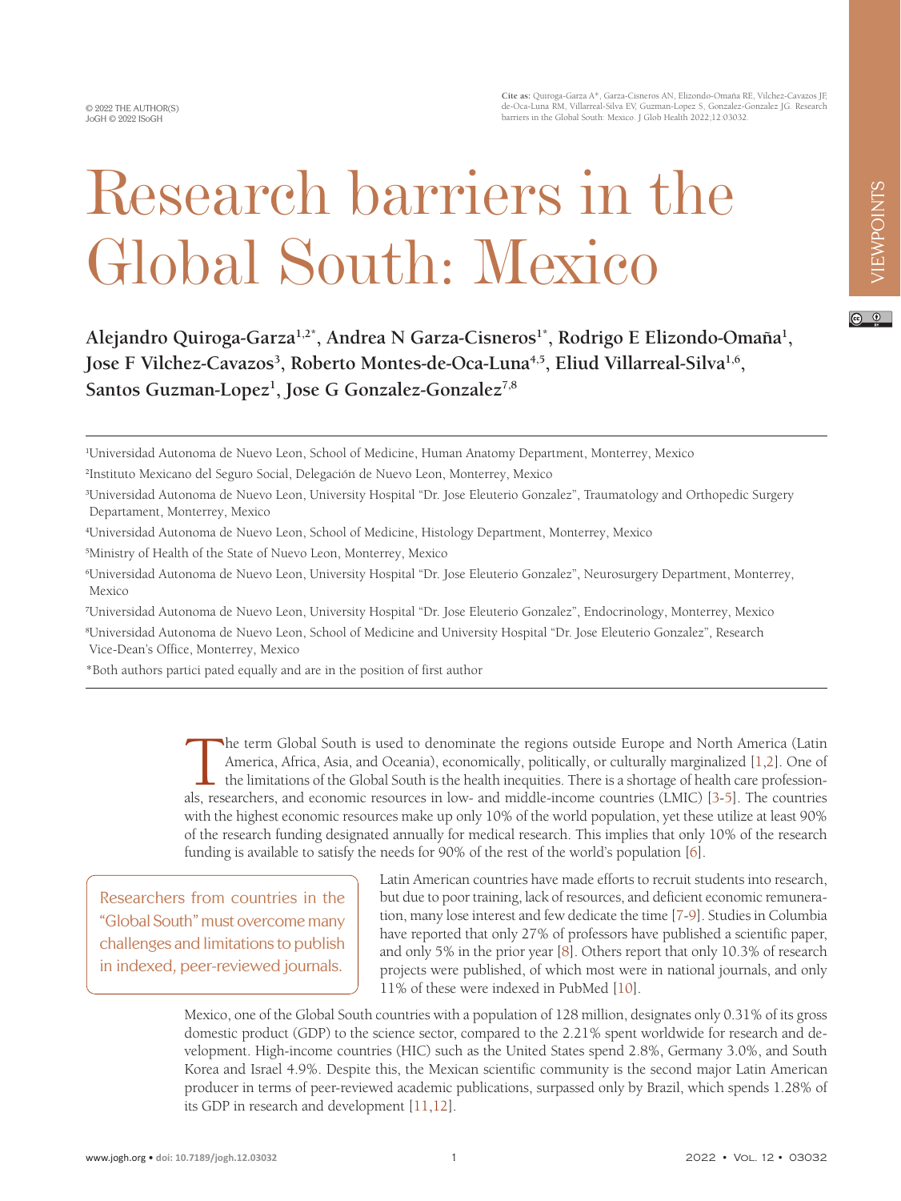© 2022 THE AUTHOR(S)
JoGH © 2022 ISoGH

**Cite as:** Quiroga-Garza A*, Garza-Cisneros AN, Elizondo-Omaña RE, Vilchez-Cavazos JF, de-Oca-Luna RM, Villarreal-Silva EV, Guzman-Lopez S, Gonzalez-Gonzalez JG. Research barriers in the Global South: Mexico. J Glob Health 2022;12:03032.

# Research barriers in the Global South: Mexico

**Alejandro Quiroga-Garza[1,2*], Andrea N Garza-Cisneros[1*], Rodrigo E Elizondo-Omaña[1], Jose F Vilchez-Cavazos[3], Roberto Montes-de-Oca-Luna[4,5], Eliud Villarreal-Silva[1,6], Santos Guzman-Lopez[1], Jose G Gonzalez-Gonzalez[7,8]**

[1]Universidad Autonoma de Nuevo Leon, School of Medicine, Human Anatomy Department, Monterrey, Mexico

[2]Instituto Mexicano del Seguro Social, Delegación de Nuevo Leon, Monterrey, Mexico

[3]Universidad Autonoma de Nuevo Leon, University Hospital "Dr. Jose Eleuterio Gonzalez", Traumatology and Orthopedic Surgery Departament, Monterrey, Mexico

[4]Universidad Autonoma de Nuevo Leon, School of Medicine, Histology Department, Monterrey, Mexico

[5]Ministry of Health of the State of Nuevo Leon, Monterrey, Mexico

[6]Universidad Autonoma de Nuevo Leon, University Hospital "Dr. Jose Eleuterio Gonzalez", Neurosurgery Department, Monterrey, Mexico

[7]Universidad Autonoma de Nuevo Leon, University Hospital "Dr. Jose Eleuterio Gonzalez", Endocrinology, Monterrey, Mexico

[8]Universidad Autonoma de Nuevo Leon, School of Medicine and University Hospital "Dr. Jose Eleuterio Gonzalez", Research Vice-Dean's Office, Monterrey, Mexico

*Both authors partici pated equally and are in the position of first author

The term Global South is used to denominate the regions outside Europe and North America (Latin America, Africa, Asia, and Oceania), economically, politically, or culturally marginalized [1,2]. One of the limitations of the Global South is the health inequities. There is a shortage of health care professionals, researchers, and economic resources in low- and middle-income countries (LMIC) [3-5]. The countries with the highest economic resources make up only 10% of the world population, yet these utilize at least 90% of the research funding designated annually for medical research. This implies that only 10% of the research funding is available to satisfy the needs for 90% of the rest of the world's population [6].

> Researchers from countries in the "Global South" must overcome many challenges and limitations to publish in indexed, peer-reviewed journals.

Latin American countries have made efforts to recruit students into research, but due to poor training, lack of resources, and deficient economic remuneration, many lose interest and few dedicate the time [7-9]. Studies in Columbia have reported that only 27% of professors have published a scientific paper, and only 5% in the prior year [8]. Others report that only 10.3% of research projects were published, of which most were in national journals, and only 11% of these were indexed in PubMed [10].

Mexico, one of the Global South countries with a population of 128 million, designates only 0.31% of its gross domestic product (GDP) to the science sector, compared to the 2.21% spent worldwide for research and development. High-income countries (HIC) such as the United States spend 2.8%, Germany 3.0%, and South Korea and Israel 4.9%. Despite this, the Mexican scientific community is the second major Latin American producer in terms of peer-reviewed academic publications, surpassed only by Brazil, which spends 1.28% of its GDP in research and development [11,12].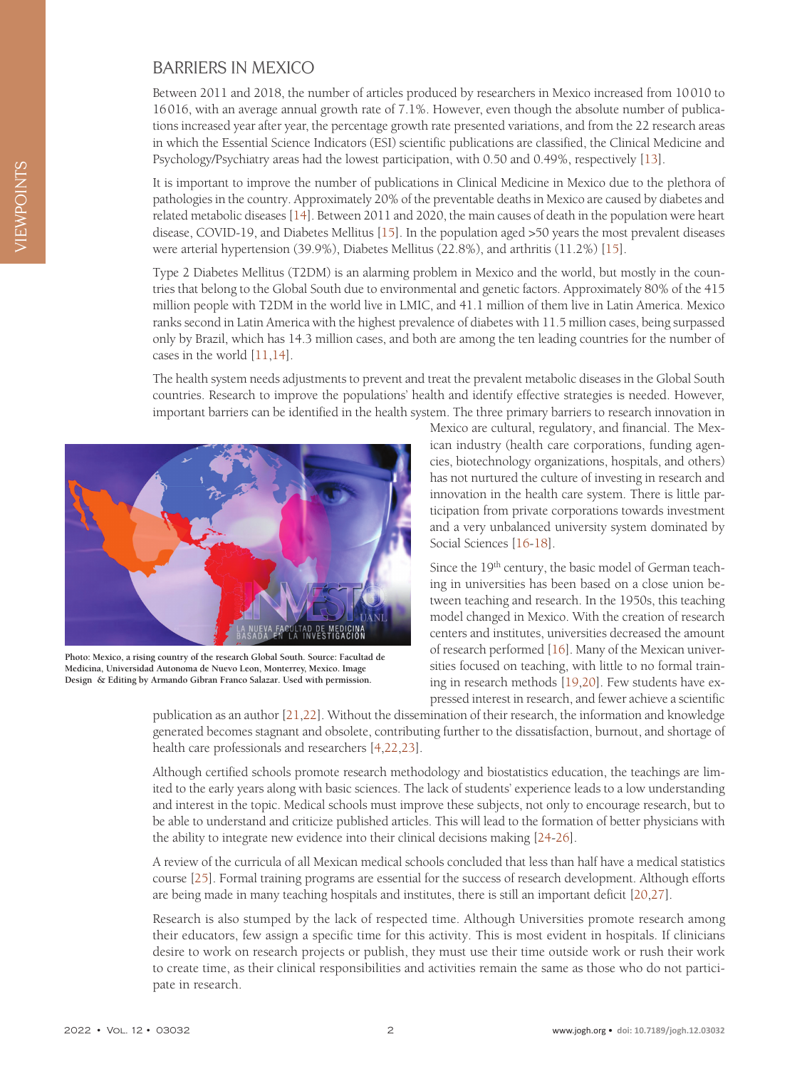## BARRIERS IN MEXICO

Between 2011 and 2018, the number of articles produced by researchers in Mexico increased from 10010 to 16016, with an average annual growth rate of 7.1%. However, even though the absolute number of publications increased year after year, the percentage growth rate presented variations, and from the 22 research areas in which the Essential Science Indicators (ESI) scientific publications are classified, the Clinical Medicine and Psychology/Psychiatry areas had the lowest participation, with 0.50 and 0.49%, respectively [13].

It is important to improve the number of publications in Clinical Medicine in Mexico due to the plethora of pathologies in the country. Approximately 20% of the preventable deaths in Mexico are caused by diabetes and related metabolic diseases [14]. Between 2011 and 2020, the main causes of death in the population were heart disease, COVID-19, and Diabetes Mellitus [15]. In the population aged >50 years the most prevalent diseases were arterial hypertension (39.9%), Diabetes Mellitus (22.8%), and arthritis (11.2%) [15].

Type 2 Diabetes Mellitus (T2DM) is an alarming problem in Mexico and the world, but mostly in the countries that belong to the Global South due to environmental and genetic factors. Approximately 80% of the 415 million people with T2DM in the world live in LMIC, and 41.1 million of them live in Latin America. Mexico ranks second in Latin America with the highest prevalence of diabetes with 11.5 million cases, being surpassed only by Brazil, which has 14.3 million cases, and both are among the ten leading countries for the number of cases in the world [11,14].

The health system needs adjustments to prevent and treat the prevalent metabolic diseases in the Global South countries. Research to improve the populations' health and identify effective strategies is needed. However, important barriers can be identified in the health system. The three primary barriers to research innovation in Mexico are cultural, regulatory, and financial. The Mexican industry (health care corporations, funding agencies, biotechnology organizations, hospitals, and others) has not nurtured the culture of investing in research and innovation in the health care system. There is little participation from private corporations towards investment and a very unbalanced university system dominated by Social Sciences [16-18].

**Photo: Mexico, a rising country of the research Global South. Source: Facultad de Medicina, Universidad Autonoma de Nuevo Leon, Monterrey, Mexico. Image Design & Editing by Armando Gibran Franco Salazar. Used with permission.**

Since the 19th century, the basic model of German teaching in universities has been based on a close union between teaching and research. In the 1950s, this teaching model changed in Mexico. With the creation of research centers and institutes, universities decreased the amount of research performed [16]. Many of the Mexican universities focused on teaching, with little to no formal training in research methods [19,20]. Few students have expressed interest in research, and fewer achieve a scientific publication as an author [21,22]. Without the dissemination of their research, the information and knowledge generated becomes stagnant and obsolete, contributing further to the dissatisfaction, burnout, and shortage of health care professionals and researchers [4,22,23].

Although certified schools promote research methodology and biostatistics education, the teachings are limited to the early years along with basic sciences. The lack of students' experience leads to a low understanding and interest in the topic. Medical schools must improve these subjects, not only to encourage research, but to be able to understand and criticize published articles. This will lead to the formation of better physicians with the ability to integrate new evidence into their clinical decisions making [24-26].

A review of the curricula of all Mexican medical schools concluded that less than half have a medical statistics course [25]. Formal training programs are essential for the success of research development. Although efforts are being made in many teaching hospitals and institutes, there is still an important deficit [20,27].

Research is also stumped by the lack of respected time. Although Universities promote research among their educators, few assign a specific time for this activity. This is most evident in hospitals. If clinicians desire to work on research projects or publish, they must use their time outside work or rush their work to create time, as their clinical responsibilities and activities remain the same as those who do not participate in research.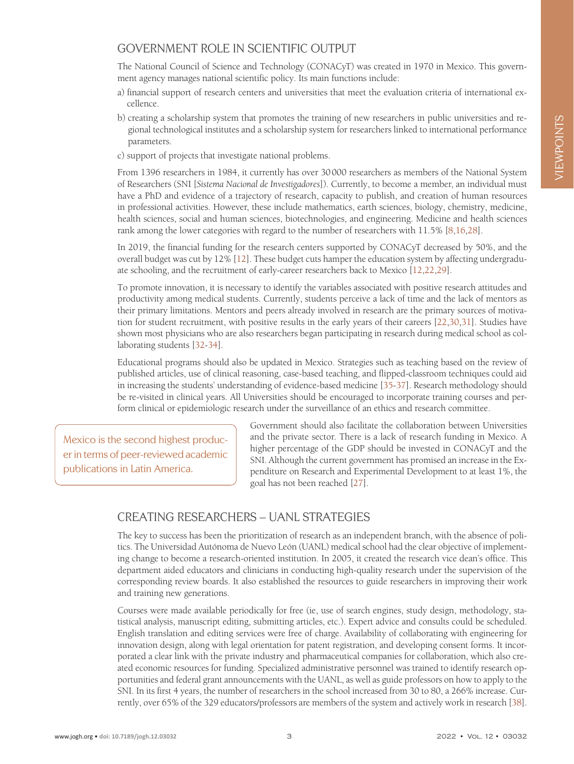## GOVERNMENT ROLE IN SCIENTIFIC OUTPUT

The National Council of Science and Technology (CONACyT) was created in 1970 in Mexico. This government agency manages national scientific policy. Its main functions include:

a) financial support of research centers and universities that meet the evaluation criteria of international excellence.

b) creating a scholarship system that promotes the training of new researchers in public universities and regional technological institutes and a scholarship system for researchers linked to international performance parameters.

c) support of projects that investigate national problems.

From 1396 researchers in 1984, it currently has over 30 000 researchers as members of the National System of Researchers (SNI [*Sistema Nacional de Investigadores*]). Currently, to become a member, an individual must have a PhD and evidence of a trajectory of research, capacity to publish, and creation of human resources in professional activities. However, these include mathematics, earth sciences, biology, chemistry, medicine, health sciences, social and human sciences, biotechnologies, and engineering. Medicine and health sciences rank among the lower categories with regard to the number of researchers with 11.5% [8,16,28].

In 2019, the financial funding for the research centers supported by CONACyT decreased by 50%, and the overall budget was cut by 12% [12]. These budget cuts hamper the education system by affecting undergraduate schooling, and the recruitment of early-career researchers back to Mexico [12,22,29].

To promote innovation, it is necessary to identify the variables associated with positive research attitudes and productivity among medical students. Currently, students perceive a lack of time and the lack of mentors as their primary limitations. Mentors and peers already involved in research are the primary sources of motivation for student recruitment, with positive results in the early years of their careers [22,30,31]. Studies have shown most physicians who are also researchers began participating in research during medical school as collaborating students [32-34].

Educational programs should also be updated in Mexico. Strategies such as teaching based on the review of published articles, use of clinical reasoning, case-based teaching, and flipped-classroom techniques could aid in increasing the students' understanding of evidence-based medicine [35-37]. Research methodology should be re-visited in clinical years. All Universities should be encouraged to incorporate training courses and perform clinical or epidemiologic research under the surveillance of an ethics and research committee.

Government should also facilitate the collaboration between Universities and the private sector. There is a lack of research funding in Mexico. A higher percentage of the GDP should be invested in CONACyT and the SNI. Although the current government has promised an increase in the Expenditure on Research and Experimental Development to at least 1%, the goal has not been reached [27].

> Mexico is the second highest producer in terms of peer-reviewed academic publications in Latin America.

## CREATING RESEARCHERS – UANL STRATEGIES

The key to success has been the prioritization of research as an independent branch, with the absence of politics. The Universidad Autónoma de Nuevo León (UANL) medical school had the clear objective of implementing change to become a research-oriented institution. In 2005, it created the research vice dean's office. This department aided educators and clinicians in conducting high-quality research under the supervision of the corresponding review boards. It also established the resources to guide researchers in improving their work and training new generations.

Courses were made available periodically for free (ie, use of search engines, study design, methodology, statistical analysis, manuscript editing, submitting articles, etc.). Expert advice and consults could be scheduled. English translation and editing services were free of charge. Availability of collaborating with engineering for innovation design, along with legal orientation for patent registration, and developing consent forms. It incorporated a clear link with the private industry and pharmaceutical companies for collaboration, which also created economic resources for funding. Specialized administrative personnel was trained to identify research opportunities and federal grant announcements with the UANL, as well as guide professors on how to apply to the SNI. In its first 4 years, the number of researchers in the school increased from 30 to 80, a 266% increase. Currently, over 65% of the 329 educators/professors are members of the system and actively work in research [38].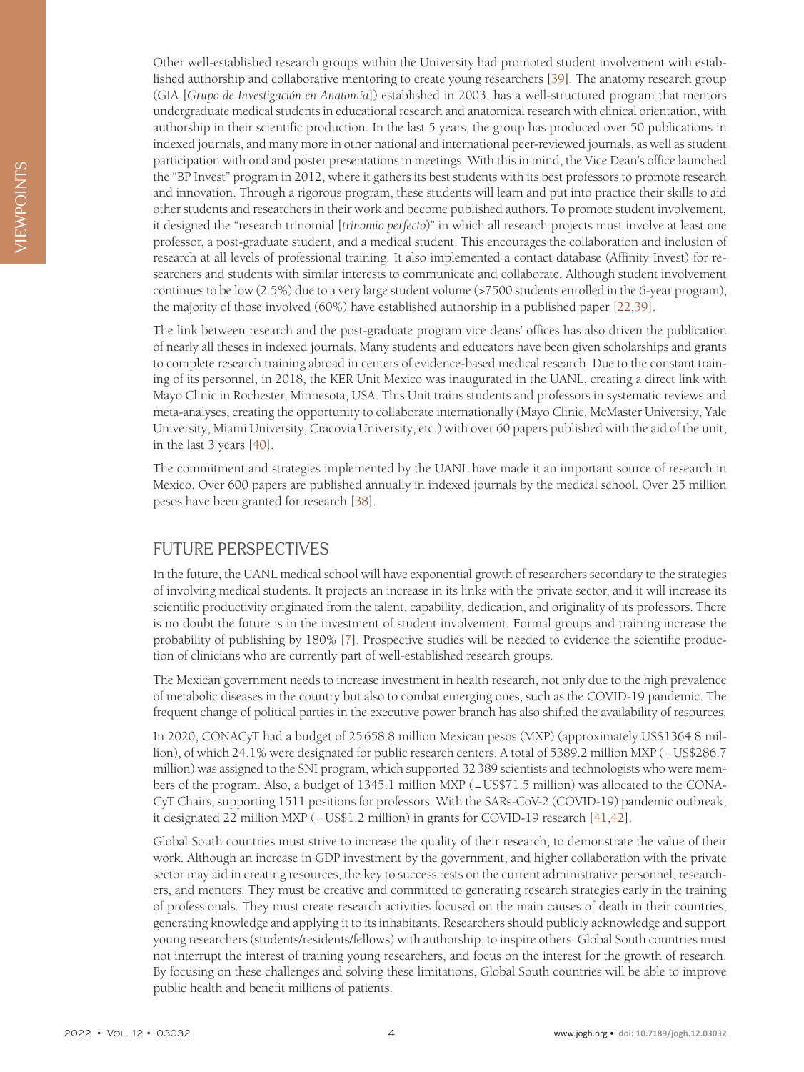Other well-established research groups within the University had promoted student involvement with established authorship and collaborative mentoring to create young researchers [39]. The anatomy research group (GIA [*Grupo de Investigación en Anatomía*]) established in 2003, has a well-structured program that mentors undergraduate medical students in educational research and anatomical research with clinical orientation, with authorship in their scientific production. In the last 5 years, the group has produced over 50 publications in indexed journals, and many more in other national and international peer-reviewed journals, as well as student participation with oral and poster presentations in meetings. With this in mind, the Vice Dean's office launched the "BP Invest" program in 2012, where it gathers its best students with its best professors to promote research and innovation. Through a rigorous program, these students will learn and put into practice their skills to aid other students and researchers in their work and become published authors. To promote student involvement, it designed the "research trinomial [*trinomio perfecto*)" in which all research projects must involve at least one professor, a post-graduate student, and a medical student. This encourages the collaboration and inclusion of research at all levels of professional training. It also implemented a contact database (Affinity Invest) for researchers and students with similar interests to communicate and collaborate. Although student involvement continues to be low (2.5%) due to a very large student volume (>7500 students enrolled in the 6-year program), the majority of those involved (60%) have established authorship in a published paper [22,39].

The link between research and the post-graduate program vice deans' offices has also driven the publication of nearly all theses in indexed journals. Many students and educators have been given scholarships and grants to complete research training abroad in centers of evidence-based medical research. Due to the constant training of its personnel, in 2018, the KER Unit Mexico was inaugurated in the UANL, creating a direct link with Mayo Clinic in Rochester, Minnesota, USA. This Unit trains students and professors in systematic reviews and meta-analyses, creating the opportunity to collaborate internationally (Mayo Clinic, McMaster University, Yale University, Miami University, Cracovia University, etc.) with over 60 papers published with the aid of the unit, in the last 3 years [40].

The commitment and strategies implemented by the UANL have made it an important source of research in Mexico. Over 600 papers are published annually in indexed journals by the medical school. Over 25 million pesos have been granted for research [38].

## FUTURE PERSPECTIVES

In the future, the UANL medical school will have exponential growth of researchers secondary to the strategies of involving medical students. It projects an increase in its links with the private sector, and it will increase its scientific productivity originated from the talent, capability, dedication, and originality of its professors. There is no doubt the future is in the investment of student involvement. Formal groups and training increase the probability of publishing by 180% [7]. Prospective studies will be needed to evidence the scientific production of clinicians who are currently part of well-established research groups.

The Mexican government needs to increase investment in health research, not only due to the high prevalence of metabolic diseases in the country but also to combat emerging ones, such as the COVID-19 pandemic. The frequent change of political parties in the executive power branch has also shifted the availability of resources.

In 2020, CONACyT had a budget of 25 658.8 million Mexican pesos (MXP) (approximately US$1364.8 million), of which 24.1% were designated for public research centers. A total of 5389.2 million MXP (=US$286.7 million) was assigned to the SNI program, which supported 32 389 scientists and technologists who were members of the program. Also, a budget of 1345.1 million MXP (=US$71.5 million) was allocated to the CONACyT Chairs, supporting 1511 positions for professors. With the SARs-CoV-2 (COVID-19) pandemic outbreak, it designated 22 million MXP (=US$1.2 million) in grants for COVID-19 research [41,42].

Global South countries must strive to increase the quality of their research, to demonstrate the value of their work. Although an increase in GDP investment by the government, and higher collaboration with the private sector may aid in creating resources, the key to success rests on the current administrative personnel, researchers, and mentors. They must be creative and committed to generating research strategies early in the training of professionals. They must create research activities focused on the main causes of death in their countries; generating knowledge and applying it to its inhabitants. Researchers should publicly acknowledge and support young researchers (students/residents/fellows) with authorship, to inspire others. Global South countries must not interrupt the interest of training young researchers, and focus on the interest for the growth of research. By focusing on these challenges and solving these limitations, Global South countries will be able to improve public health and benefit millions of patients.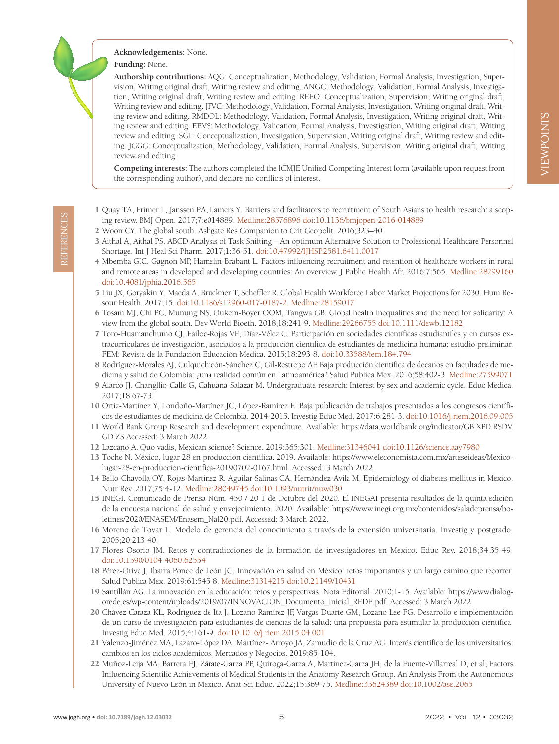**Acknowledgements:** None.

**Funding:** None.

**Authorship contributions:** AQG: Conceptualization, Methodology, Validation, Formal Analysis, Investigation, Supervision, Writing original draft, Writing review and editing. ANGC: Methodology, Validation, Formal Analysis, Investigation, Writing original draft, Writing review and editing. REEO: Conceptualization, Supervision, Writing original draft, Writing review and editing. JFVC: Methodology, Validation, Formal Analysis, Investigation, Writing original draft, Writing review and editing. RMDOL: Methodology, Validation, Formal Analysis, Investigation, Writing original draft, Writing review and editing. EEVS: Methodology, Validation, Formal Analysis, Investigation, Writing original draft, Writing review and editing. SGL: Conceptualization, Investigation, Supervision, Writing original draft, Writing review and editing. JGGG: Conceptualization, Methodology, Validation, Formal Analysis, Supervision, Writing original draft, Writing review and editing.

**Competing interests:** The authors completed the ICMJE Unified Competing Interest form (available upon request from the corresponding author), and declare no conflicts of interest.

## REFERENCES

1 Quay TA, Frimer L, Janssen PA, Lamers Y. Barriers and facilitators to recruitment of South Asians to health research: a scoping review. BMJ Open. 2017;7:e014889. Medline:28576896 doi:10.1136/bmjopen-2016-014889

2 Woon CY. The global south. Ashgate Res Companion to Crit Geopolit. 2016;323–40.

3 Aithal A, Aithal PS. ABCD Analysis of Task Shifting – An optimum Alternative Solution to Professional Healthcare Personnel Shortage. Int J Heal Sci Pharm. 2017;1:36-51. doi:10.47992/IJHSP.2581.6411.0017

4 Mbemba GIC, Gagnon MP, Hamelin-Brabant L. Factors influencing recruitment and retention of healthcare workers in rural and remote areas in developed and developing countries: An overview. J Public Health Afr. 2016;7:565. Medline:28299160 doi:10.4081/jphia.2016.565

5 Liu JX, Goryakin Y, Maeda A, Bruckner T, Scheffler R. Global Health Workforce Labor Market Projections for 2030. Hum Resour Health. 2017;15. doi:10.1186/s12960-017-0187-2. Medline:28159017

6 Tosam MJ, Chi PC, Munung NS, Oukem-Boyer OOM, Tangwa GB. Global health inequalities and the need for solidarity: A view from the global south. Dev World Bioeth. 2018;18:241-9. Medline:29266755 doi:10.1111/dewb.12182

7 Toro-Huamanchumo CJ, Failoc-Rojas VE, Díaz-Vélez C. Participación en sociedades científicas estudiantiles y en cursos extracurriculares de investigación, asociados a la producción científica de estudiantes de medicina humana: estudio preliminar. FEM: Revista de la Fundación Educación Médica. 2015;18:293-8. doi:10.33588/fem.184.794

8 Rodríguez-Morales AJ, Culquichicón-Sánchez C, Gil-Restrepo AF. Baja producción científica de decanos en facultades de medicina y salud de Colombia: ¿una realidad común en Latinoamérica? Salud Publica Mex. 2016;58:402-3. Medline:27599071

9 Alarco JJ, Changllio-Calle G, Cahuana-Salazar M. Undergraduate research: Interest by sex and academic cycle. Educ Medica. 2017;18:67-73.

10 Ortiz-Martínez Y, Londoño-Martínez JC, López-Ramírez E. Baja publicación de trabajos presentados a los congresos científicos de estudiantes de medicina de Colombia, 2014-2015. Investig Educ Med. 2017;6:281-3. doi:10.1016/j.riem.2016.09.005

11 World Bank Group Research and development expenditure. Available: https://data.worldbank.org/indicator/GB.XPD.RSDV.GD.ZS Accessed: 3 March 2022.

12 Lazcano A. Quo vadis, Mexican science? Science. 2019;365:301. Medline:31346041 doi:10.1126/science.aay7980

13 Toche N. México, lugar 28 en producción científica. 2019. Available: https://www.eleconomista.com.mx/arteseideas/Mexico-lugar-28-en-produccion-cientifica-20190702-0167.html. Accessed: 3 March 2022.

14 Bello-Chavolla OY, Rojas-Martinez R, Aguilar-Salinas CA, Hernández-Avila M. Epidemiology of diabetes mellitus in Mexico. Nutr Rev. 2017;75:4-12. Medline:28049745 doi:10.1093/nutrit/nuw030

15 INEGI. Comunicado de Prensa Núm. 450 / 20 1 de Octubre del 2020, El INEGAI presenta resultados de la quinta edición de la encuesta nacional de salud y envejecimiento. 2020. Available: https://www.inegi.org.mx/contenidos/saladeprensa/boletines/2020/ENASEM/Enasem_Nal20.pdf. Accessed: 3 March 2022.

16 Moreno de Tovar L. Modelo de gerencia del conocimiento a través de la extensión universitaria. Investig y postgrado. 2005;20:213-40.

17 Flores Osorio JM. Retos y contradicciones de la formación de investigadores en México. Educ Rev. 2018;34:35-49. doi:10.1590/0104-4060.62554

18 Pérez-Orive J, Ibarra Ponce de León JC. Innovación en salud en México: retos importantes y un largo camino que recorrer. Salud Publica Mex. 2019;61:545-8. Medline:31314215 doi:10.21149/10431

19 Santillán AG. La innovación en la educación: retos y perspectivas. Nota Editorial. 2010;1-15. Available: https://www.dialogorede.es/wp-content/uploads/2019/07/INNOVACION_Documento_Inicial_REDE.pdf. Accessed: 3 March 2022.

20 Chávez Caraza KL, Rodríguez de Ita J, Lozano Ramírez JF, Vargas Duarte GM, Lozano Lee FG. Desarrollo e implementación de un curso de investigación para estudiantes de ciencias de la salud: una propuesta para estimular la producción científica. Investig Educ Med. 2015;4:161-9. doi:10.1016/j.riem.2015.04.001

21 Valenzo-Jiménez MA, Lazaro-López DA. Martínez- Arroyo JA, Zamudio de la Cruz AG. Interés científico de los universitarios: cambios en los ciclos académicos. Mercados y Negocios. 2019;85-104.

22 Muñoz-Leija MA, Barrera FJ, Zárate-Garza PP, Quiroga-Garza A, Martinez-Garza JH, de la Fuente-Villarreal D, et al; Factors Influencing Scientific Achievements of Medical Students in the Anatomy Research Group. An Analysis From the Autonomous University of Nuevo León in Mexico. Anat Sci Educ. 2022;15:369-75. Medline:33624389 doi:10.1002/ase.2065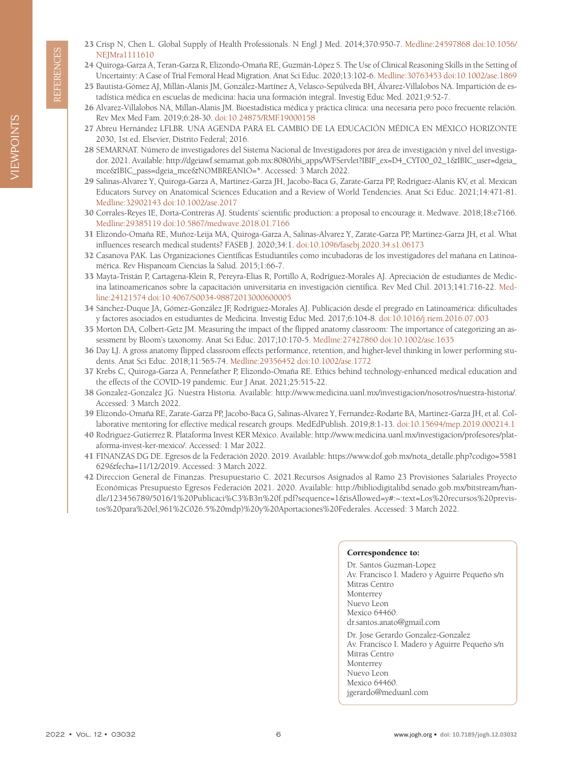23 Crisp N, Chen L. Global Supply of Health Professionals. N Engl J Med. 2014;370:950-7. Medline:24597868 doi:10.1056/NEJMra1111610

24 Quiroga-Garza A, Teran-Garza R, Elizondo-Omaña RE, Guzmán-López S. The Use of Clinical Reasoning Skills in the Setting of Uncertainty: A Case of Trial Femoral Head Migration. Anat Sci Educ. 2020;13:102-6. Medline:30763453 doi:10.1002/ase.1869

25 Bautista-Gómez AJ, Millán-Alanis JM, González-Martínez A, Velasco-Sepúlveda BH, Álvarez-Villalobos NA. Impartición de estadística médica en escuelas de medicina: hacia una formación integral. Investig Educ Med. 2021;9:52-7.

26 Alvarez-Villalobos NA, Millan-Alanis JM. Bioestadística médica y práctica clínica: una necesaria pero poco frecuente relación. Rev Mex Med Fam. 2019;6:28-30. doi:10.24875/RMF.19000158

27 Abreu Hernández LFLBR. UNA AGENDA PARA EL CAMBIO DE LA EDUCACIÓN MÉDICA EN MÉXICO HORIZONTE 2030, 1st ed. Elsevier, Distrito Federal; 2016.

28 SEMARNAT. Número de investigadores del Sistema Nacional de Investigadores por área de investigación y nivel del investigador. 2021. Available: http://dgeiawf.semarnat.gob.mx:8080/ibi_apps/WFServlet?IBIF_ex=D4_CYT00_02_1&IBIC_user=dgeia_mce&IBIC_pass=dgeia_mce&NOMBREANIO=*. Accessed: 3 March 2022.

29 Salinas-Alvarez Y, Quiroga-Garza A, Martinez-Garza JH, Jacobo-Baca G, Zarate-Garza PP, Rodriguez-Alanis KV, et al. Mexican Educators Survey on Anatomical Sciences Education and a Review of World Tendencies. Anat Sci Educ. 2021;14:471-81. Medline:32902143 doi:10.1002/ase.2017

30 Corrales-Reyes IE, Dorta-Contreras AJ. Students' scientific production: a proposal to encourage it. Medwave. 2018;18:e7166. Medline:29385119 doi:10.5867/medwave.2018.01.7166

31 Elizondo-Omaña RE, Muñoz-Leija MA, Quiroga-Garza A, Salinas-Alvarez Y, Zarate-Garza PP, Martinez-Garza JH, et al. What influences research medical students? FASEB J. 2020;34:1. doi:10.1096/fasebj.2020.34.s1.06173

32 Casanova PAK. Las Organizaciones Científicas Estudiantiles como incubadoras de los investigadores del mañana en Latinoamérica. Rev Hispanoam Ciencias la Salud. 2015;1:66-7.

33 Mayta-Tristán P, Cartagena-Klein R, Pereyra-Elías R, Portillo A, Rodríguez-Morales AJ. Apreciación de estudiantes de Medicina latinoamericanos sobre la capacitación universitaria en investigación científica. Rev Med Chil. 2013;141:716-22. Medline:24121574 doi:10.4067/S0034-98872013000600005

34 Sánchez-Duque JA, Gómez-González JF, Rodríguez-Morales AJ. Publicación desde el pregrado en Latinoamérica: dificultades y factores asociados en estudiantes de Medicina. Investig Educ Med. 2017;6:104-8. doi:10.1016/j.riem.2016.07.003

35 Morton DA, Colbert-Getz JM. Measuring the impact of the flipped anatomy classroom: The importance of categorizing an assessment by Bloom's taxonomy. Anat Sci Educ. 2017;10:170-5. Medline:27427860 doi:10.1002/ase.1635

36 Day LJ. A gross anatomy flipped classroom effects performance, retention, and higher-level thinking in lower performing students. Anat Sci Educ. 2018;11:565-74. Medline:29356452 doi:10.1002/ase.1772

37 Krebs C, Quiroga-Garza A, Pennefather P, Elizondo-Omaña RE. Ethics behind technology-enhanced medical education and the effects of the COVID-19 pandemic. Eur J Anat. 2021;25:515-22.

38 Gonzalez-Gonzalez JG. Nuestra Historia. Available: http://www.medicina.uanl.mx/investigacion/nosotros/nuestra-historia/. Accessed: 3 March 2022.

39 Elizondo-Omaña RE, Zarate-Garza PP, Jacobo-Baca G, Salinas-Alvarez Y, Fernandez-Rodarte BA, Martinez-Garza JH, et al. Collaborative mentoring for effective medical research groups. MedEdPublish. 2019;8:1-13. doi:10.15694/mep.2019.000214.1

40 Rodriguez-Gutierrez R. Plataforma Invest KER México. Available: http://www.medicina.uanl.mx/investigacion/profesores/plataforma-invest-ker-mexico/. Accessed: 1 Mar 2022.

41 FINANZAS DG DE. Egresos de la Federación 2020. 2019. Available: https://www.dof.gob.mx/nota_detalle.php?codigo=5581629&fecha=11/12/2019. Accessed: 3 March 2022.

42 Direccion General de Finanzas. Presupuestario C. 2021.Recursos Asignados al Ramo 23 Provisiones Salariales Proyecto Económicas Presupuesto Egresos Federación 2021. 2020. Available: http://bibliodigitalibd.senado.gob.mx/bitstream/handle/123456789/5016/1%20Publicaci%C3%B3n%20f.pdf?sequence=1&isAllowed=y#:~:text=Los%20recursos%20previstos%20para%20el,961%2C026.5%20mdp)%20y%20Aportaciones%20Federales. Accessed: 3 March 2022.

**Correspondence to:**

Dr. Santos Guzman-Lopez
Av. Francisco I. Madero y Aguirre Pequeño s/n
Mitras Centro
Monterrey
Nuevo Leon
Mexico 64460.
dr.santos.anato@gmail.com

Dr. Jose Gerardo Gonzalez-Gonzalez
Av. Francisco I. Madero y Aguirre Pequeño s/n
Mitras Centro
Monterrey
Nuevo Leon
Mexico 64460.
jgerardo@meduanl.com